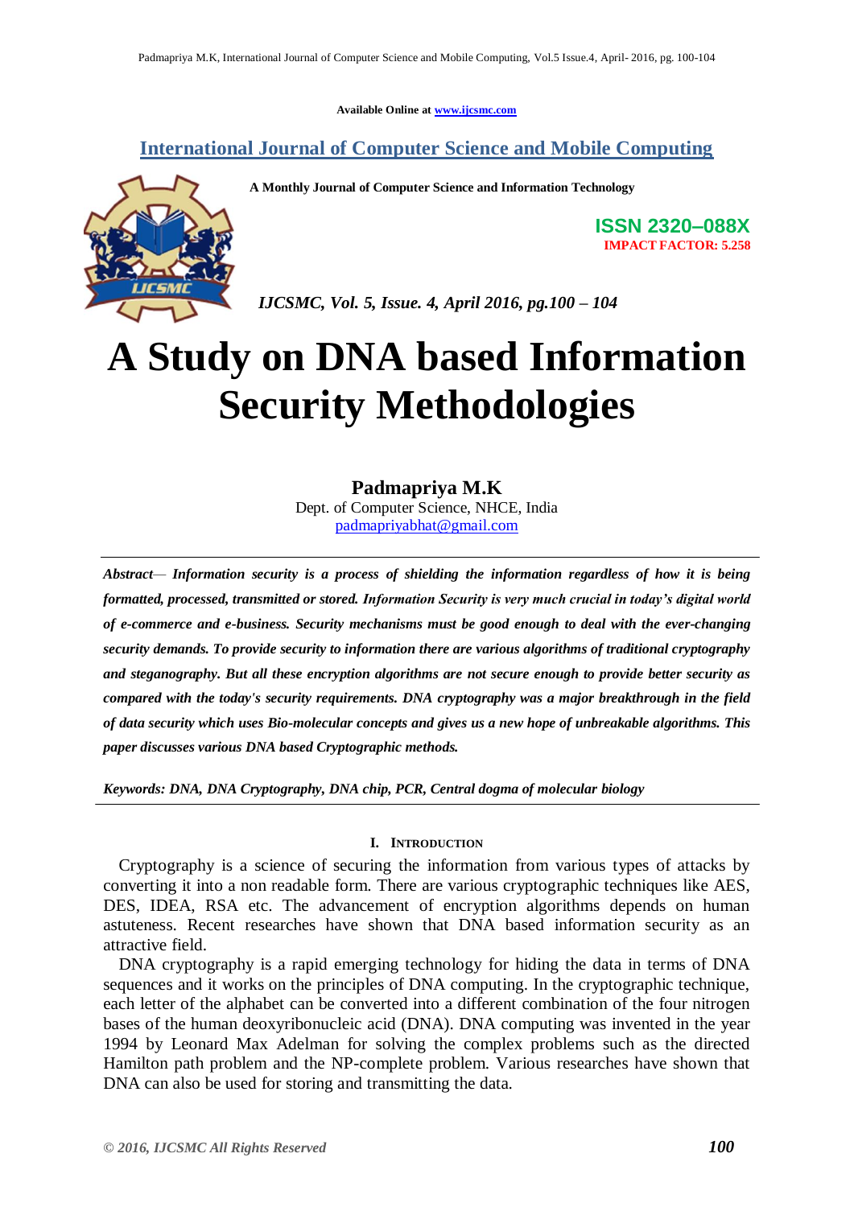Available Online at www.ijcsmc.com

## International Journal of Computer Science and Mobile Computing

**A Monthly Journal of Computer Science and Information Technology**

**ISSN 2320–088X**
**IMPACT FACTOR: 5.258**

*IJCSMC, Vol. 5, Issue. 4, April 2016, pg.100 – 104*

# A Study on DNA based Information Security Methodologies

**Padmapriya M.K**
Dept. of Computer Science, NHCE, India
padmapriyabhat@gmail.com

***Abstract*— *Information security is a process of shielding the information regardless of how it is being formatted, processed, transmitted or stored. Information Security is very much crucial in today's digital world of e-commerce and e-business. Security mechanisms must be good enough to deal with the ever-changing security demands. To provide security to information there are various algorithms of traditional cryptography and steganography. But all these encryption algorithms are not secure enough to provide better security as compared with the today's security requirements. DNA cryptography was a major breakthrough in the field of data security which uses Bio-molecular concepts and gives us a new hope of unbreakable algorithms. This paper discusses various DNA based Cryptographic methods.***

***Keywords: DNA, DNA Cryptography, DNA chip, PCR, Central dogma of molecular biology***

## I. Introduction

Cryptography is a science of securing the information from various types of attacks by converting it into a non readable form. There are various cryptographic techniques like AES, DES, IDEA, RSA etc. The advancement of encryption algorithms depends on human astuteness. Recent researches have shown that DNA based information security as an attractive field.

DNA cryptography is a rapid emerging technology for hiding the data in terms of DNA sequences and it works on the principles of DNA computing. In the cryptographic technique, each letter of the alphabet can be converted into a different combination of the four nitrogen bases of the human deoxyribonucleic acid (DNA). DNA computing was invented in the year 1994 by Leonard Max Adelman for solving the complex problems such as the directed Hamilton path problem and the NP-complete problem. Various researches have shown that DNA can also be used for storing and transmitting the data.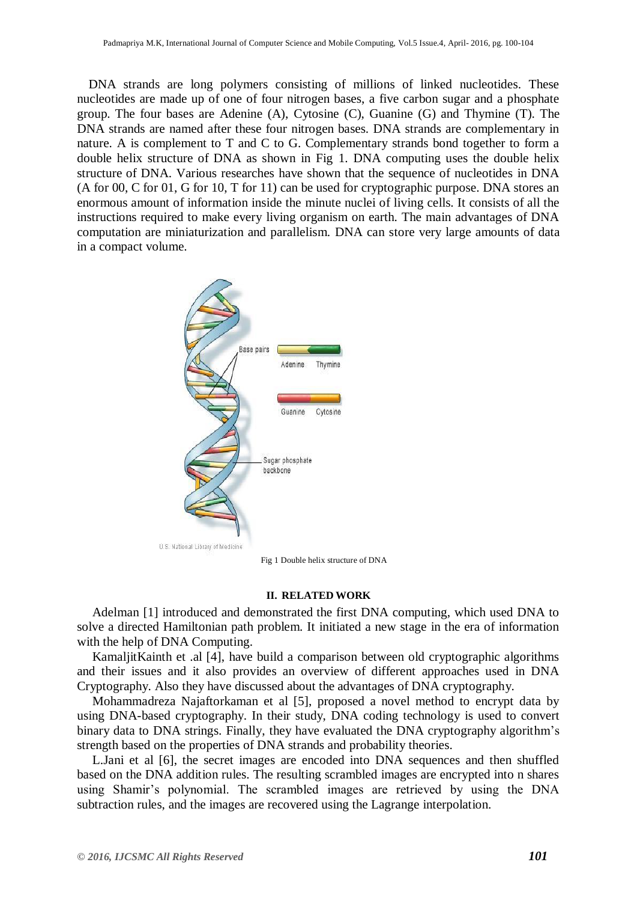DNA strands are long polymers consisting of millions of linked nucleotides. These nucleotides are made up of one of four nitrogen bases, a five carbon sugar and a phosphate group. The four bases are Adenine (A), Cytosine (C), Guanine (G) and Thymine (T). The DNA strands are named after these four nitrogen bases. DNA strands are complementary in nature. A is complement to T and C to G. Complementary strands bond together to form a double helix structure of DNA as shown in Fig 1. DNA computing uses the double helix structure of DNA. Various researches have shown that the sequence of nucleotides in DNA (A for 00, C for 01, G for 10, T for 11) can be used for cryptographic purpose. DNA stores an enormous amount of information inside the minute nuclei of living cells. It consists of all the instructions required to make every living organism on earth. The main advantages of DNA computation are miniaturization and parallelism. DNA can store very large amounts of data in a compact volume.

Fig 1 Double helix structure of DNA

## II. RELATED WORK

Adelman [1] introduced and demonstrated the first DNA computing, which used DNA to solve a directed Hamiltonian path problem. It initiated a new stage in the era of information with the help of DNA Computing.

KamaljitKainth et .al [4], have build a comparison between old cryptographic algorithms and their issues and it also provides an overview of different approaches used in DNA Cryptography. Also they have discussed about the advantages of DNA cryptography.

Mohammadreza Najaftorkaman et al [5], proposed a novel method to encrypt data by using DNA-based cryptography. In their study, DNA coding technology is used to convert binary data to DNA strings. Finally, they have evaluated the DNA cryptography algorithm's strength based on the properties of DNA strands and probability theories.

L.Jani et al [6], the secret images are encoded into DNA sequences and then shuffled based on the DNA addition rules. The resulting scrambled images are encrypted into n shares using Shamir's polynomial. The scrambled images are retrieved by using the DNA subtraction rules, and the images are recovered using the Lagrange interpolation.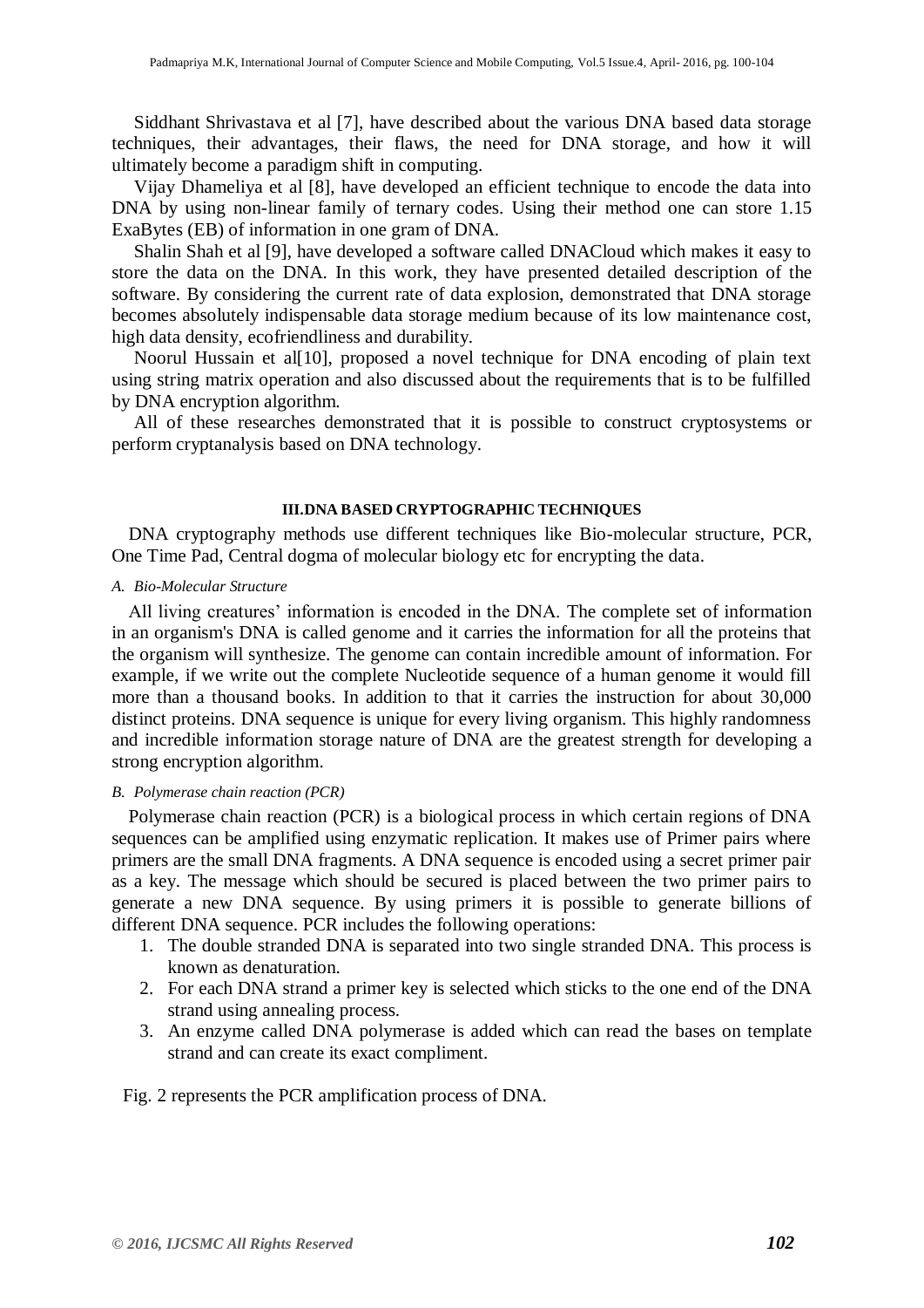Siddhant Shrivastava et al [7], have described about the various DNA based data storage techniques, their advantages, their flaws, the need for DNA storage, and how it will ultimately become a paradigm shift in computing.

Vijay Dhameliya et al [8], have developed an efficient technique to encode the data into DNA by using non-linear family of ternary codes. Using their method one can store 1.15 ExaBytes (EB) of information in one gram of DNA.

Shalin Shah et al [9], have developed a software called DNACloud which makes it easy to store the data on the DNA. In this work, they have presented detailed description of the software. By considering the current rate of data explosion, demonstrated that DNA storage becomes absolutely indispensable data storage medium because of its low maintenance cost, high data density, ecofriendliness and durability.

Noorul Hussain et al[10], proposed a novel technique for DNA encoding of plain text using string matrix operation and also discussed about the requirements that is to be fulfilled by DNA encryption algorithm.

All of these researches demonstrated that it is possible to construct cryptosystems or perform cryptanalysis based on DNA technology.

## III.DNA BASED CRYPTOGRAPHIC TECHNIQUES

DNA cryptography methods use different techniques like Bio-molecular structure, PCR, One Time Pad, Central dogma of molecular biology etc for encrypting the data.

### *A. Bio-Molecular Structure*

All living creatures' information is encoded in the DNA. The complete set of information in an organism's DNA is called genome and it carries the information for all the proteins that the organism will synthesize. The genome can contain incredible amount of information. For example, if we write out the complete Nucleotide sequence of a human genome it would fill more than a thousand books. In addition to that it carries the instruction for about 30,000 distinct proteins. DNA sequence is unique for every living organism. This highly randomness and incredible information storage nature of DNA are the greatest strength for developing a strong encryption algorithm.

### *B. Polymerase chain reaction (PCR)*

Polymerase chain reaction (PCR) is a biological process in which certain regions of DNA sequences can be amplified using enzymatic replication. It makes use of Primer pairs where primers are the small DNA fragments. A DNA sequence is encoded using a secret primer pair as a key. The message which should be secured is placed between the two primer pairs to generate a new DNA sequence. By using primers it is possible to generate billions of different DNA sequence. PCR includes the following operations:

1. The double stranded DNA is separated into two single stranded DNA. This process is known as denaturation.
2. For each DNA strand a primer key is selected which sticks to the one end of the DNA strand using annealing process.
3. An enzyme called DNA polymerase is added which can read the bases on template strand and can create its exact compliment.

Fig. 2 represents the PCR amplification process of DNA.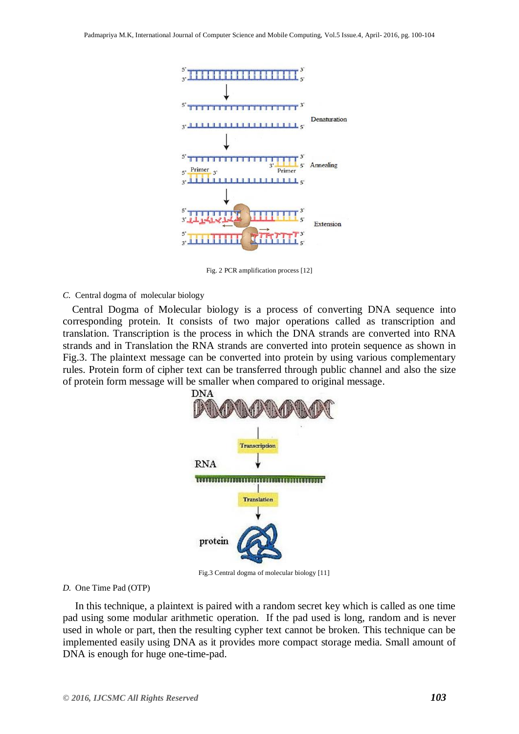Fig. 2 PCR amplification process [12]

*C.* Central dogma of molecular biology

Central Dogma of Molecular biology is a process of converting DNA sequence into corresponding protein. It consists of two major operations called as transcription and translation. Transcription is the process in which the DNA strands are converted into RNA strands and in Translation the RNA strands are converted into protein sequence as shown in Fig.3. The plaintext message can be converted into protein by using various complementary rules. Protein form of cipher text can be transferred through public channel and also the size of protein form message will be smaller when compared to original message.

Fig.3 Central dogma of molecular biology [11]

*D.* One Time Pad (OTP)

In this technique, a plaintext is paired with a random secret key which is called as one time pad using some modular arithmetic operation. If the pad used is long, random and is never used in whole or part, then the resulting cypher text cannot be broken. This technique can be implemented easily using DNA as it provides more compact storage media. Small amount of DNA is enough for huge one-time-pad.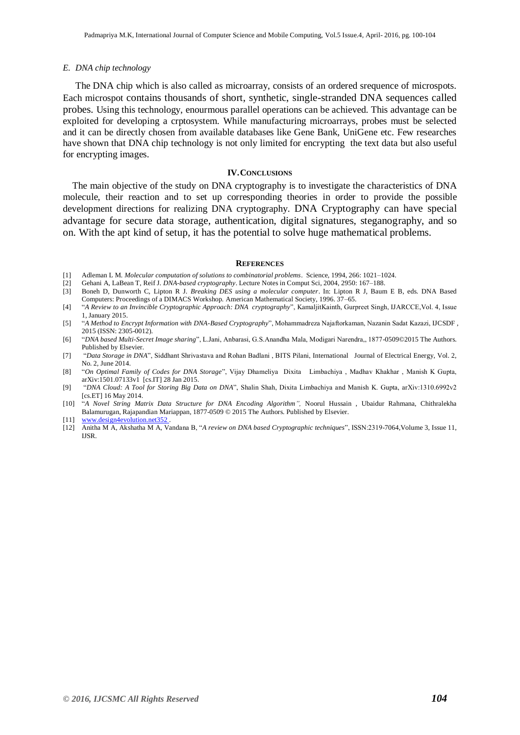### *E. DNA chip technology*

The DNA chip which is also called as microarray, consists of an ordered srequence of microspots. Each microspot contains thousands of short, synthetic, single-stranded DNA sequences called probes. Using this technology, enourmous parallel operations can be achieved. This advantage can be exploited for developing a crptosystem. While manufacturing microarrays, probes must be selected and it can be directly chosen from available databases like Gene Bank, UniGene etc. Few researches have shown that DNA chip technology is not only limited for encrypting the text data but also useful for encrypting images.

## IV. CONCLUSIONS

The main objective of the study on DNA cryptography is to investigate the characteristics of DNA molecule, their reaction and to set up corresponding theories in order to provide the possible development directions for realizing DNA cryptography. DNA Cryptography can have special advantage for secure data storage, authentication, digital signatures, steganography, and so on. With the apt kind of setup, it has the potential to solve huge mathematical problems.

## REFERENCES

[1] Adleman L M. *Molecular computation of solutions to combinatorial problems*. Science, 1994, 266: 1021–1024.

[2] Gehani A, LaBean T, Reif J. *DNA-based cryptography*. Lecture Notes in Comput Sci, 2004, 2950: 167–188.

[3] Boneh D, Dunworth C, Lipton R J. *Breaking DES using a molecular computer*. In: Lipton R J, Baum E B, eds. DNA Based Computers: Proceedings of a DIMACS Workshop. American Mathematical Society, 1996. 37–65.

[4] "*A Review to an Invincible Cryptographic Approach: DNA cryptography*", KamaljitKainth, Gurpreet Singh, IJARCCE,Vol. 4, Issue 1, January 2015.

[5] "*A Method to Encrypt Information with DNA-Based Cryptography*", Mohammadreza Najaftorkaman, Nazanin Sadat Kazazi, IJCSDF , 2015 (ISSN: 2305-0012).

[6] "*DNA based Multi-Secret Image sharing*", L.Jani, Anbarasi, G.S.Anandha Mala, Modigari Narendra,, 1877-0509©2015 The Authors. Published by Elsevier.

[7] "*Data Storage in DNA*", Siddhant Shrivastava and Rohan Badlani , BITS Pilani, International Journal of Electrical Energy, Vol. 2, No. 2, June 2014.

[8] "*On Optimal Family of Codes for DNA Storage*", Vijay Dhameliya Dixita Limbachiya , Madhav Khakhar , Manish K Gupta, arXiv:1501.07133v1 [cs.IT] 28 Jan 2015.

[9] "*DNA Cloud: A Tool for Storing Big Data on DNA*", Shalin Shah, Dixita Limbachiya and Manish K. Gupta, arXiv:1310.6992v2 [cs.ET] 16 May 2014.

[10] "*A Novel String Matrix Data Structure for DNA Encoding Algorithm",* Noorul Hussain , Ubaidur Rahmana, Chithralekha Balamurugan, Rajapandian Mariappan, 1877-0509 © 2015 The Authors. Published by Elsevier.

[11] www.design4evolution.net352 .

[12] Anitha M A, Akshatha M A, Vandana B, "*A review on DNA based Cryptographic techniques*", ISSN:2319-7064,Volume 3, Issue 11, IJSR.